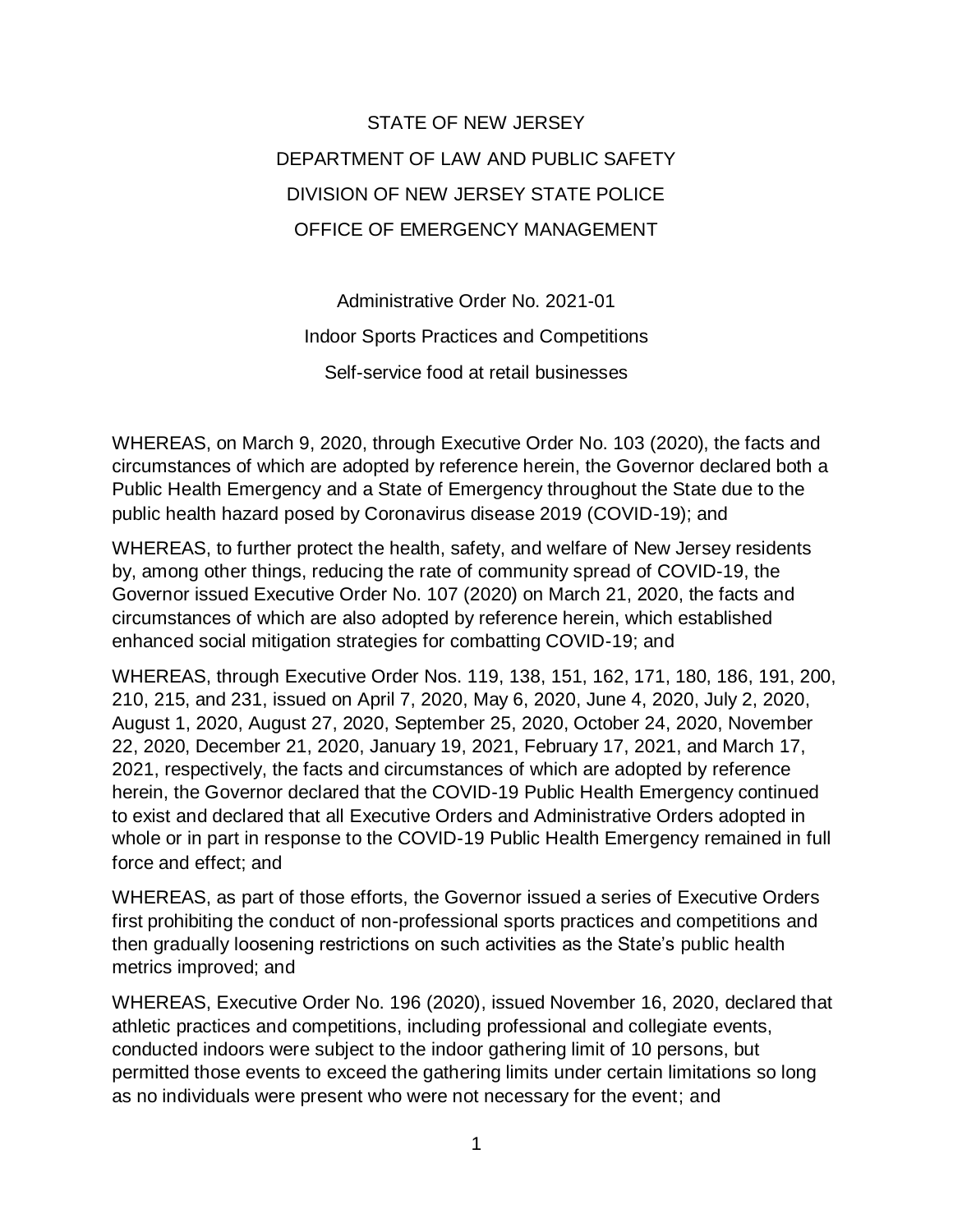# STATE OF NEW JERSEY
# DEPARTMENT OF LAW AND PUBLIC SAFETY
# DIVISION OF NEW JERSEY STATE POLICE
# OFFICE OF EMERGENCY MANAGEMENT

## Administrative Order No. 2021-01
## Indoor Sports Practices and Competitions
## Self-service food at retail businesses

WHEREAS, on March 9, 2020, through Executive Order No. 103 (2020), the facts and circumstances of which are adopted by reference herein, the Governor declared both a Public Health Emergency and a State of Emergency throughout the State due to the public health hazard posed by Coronavirus disease 2019 (COVID-19); and

WHEREAS, to further protect the health, safety, and welfare of New Jersey residents by, among other things, reducing the rate of community spread of COVID-19, the Governor issued Executive Order No. 107 (2020) on March 21, 2020, the facts and circumstances of which are also adopted by reference herein, which established enhanced social mitigation strategies for combatting COVID-19; and

WHEREAS, through Executive Order Nos. 119, 138, 151, 162, 171, 180, 186, 191, 200, 210, 215, and 231, issued on April 7, 2020, May 6, 2020, June 4, 2020, July 2, 2020, August 1, 2020, August 27, 2020, September 25, 2020, October 24, 2020, November 22, 2020, December 21, 2020, January 19, 2021, February 17, 2021, and March 17, 2021, respectively, the facts and circumstances of which are adopted by reference herein, the Governor declared that the COVID-19 Public Health Emergency continued to exist and declared that all Executive Orders and Administrative Orders adopted in whole or in part in response to the COVID-19 Public Health Emergency remained in full force and effect; and

WHEREAS, as part of those efforts, the Governor issued a series of Executive Orders first prohibiting the conduct of non-professional sports practices and competitions and then gradually loosening restrictions on such activities as the State's public health metrics improved; and

WHEREAS, Executive Order No. 196 (2020), issued November 16, 2020, declared that athletic practices and competitions, including professional and collegiate events, conducted indoors were subject to the indoor gathering limit of 10 persons, but permitted those events to exceed the gathering limits under certain limitations so long as no individuals were present who were not necessary for the event; and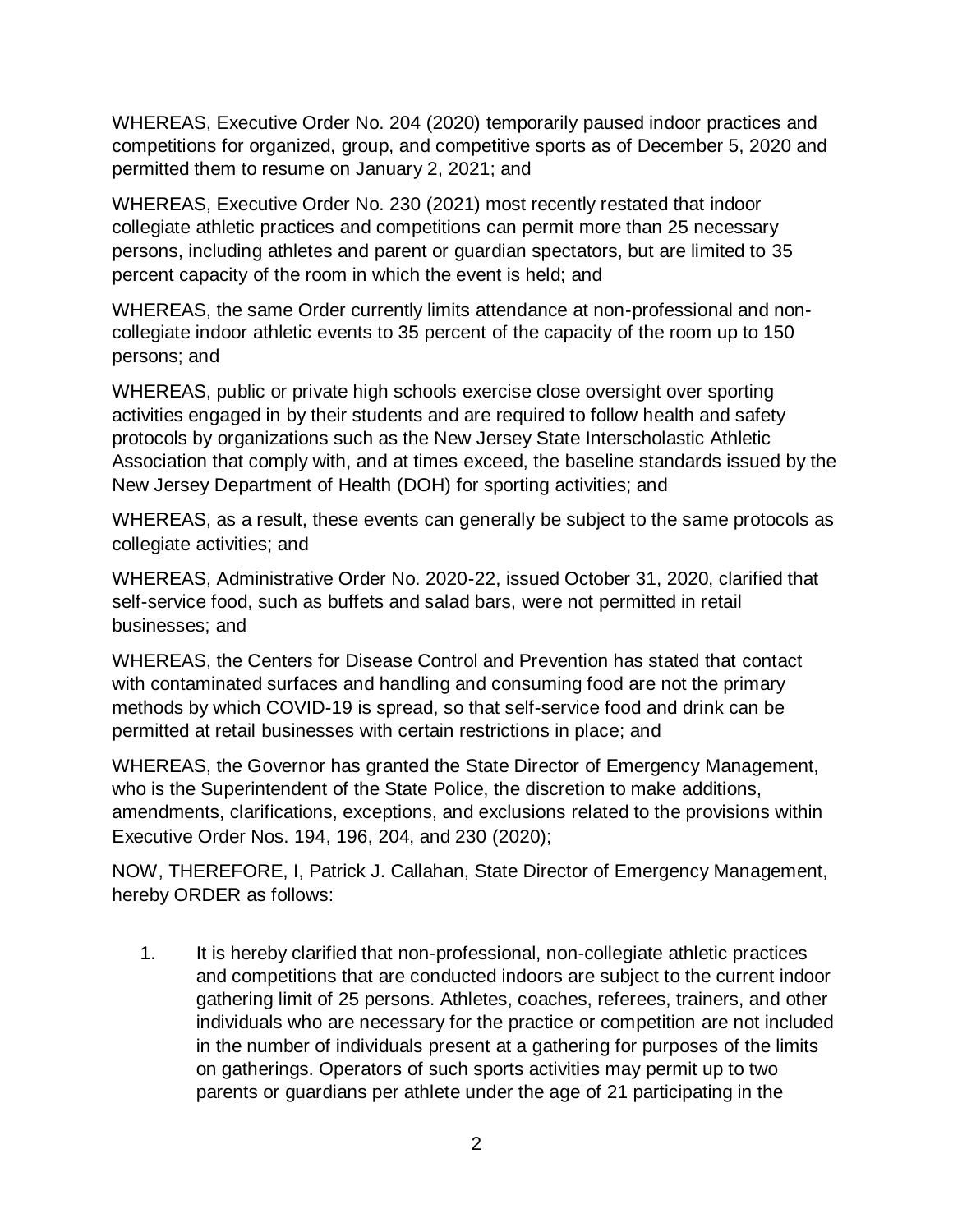WHEREAS, Executive Order No. 204 (2020) temporarily paused indoor practices and competitions for organized, group, and competitive sports as of December 5, 2020 and permitted them to resume on January 2, 2021; and

WHEREAS, Executive Order No. 230 (2021) most recently restated that indoor collegiate athletic practices and competitions can permit more than 25 necessary persons, including athletes and parent or guardian spectators, but are limited to 35 percent capacity of the room in which the event is held; and

WHEREAS, the same Order currently limits attendance at non-professional and non-collegiate indoor athletic events to 35 percent of the capacity of the room up to 150 persons; and

WHEREAS, public or private high schools exercise close oversight over sporting activities engaged in by their students and are required to follow health and safety protocols by organizations such as the New Jersey State Interscholastic Athletic Association that comply with, and at times exceed, the baseline standards issued by the New Jersey Department of Health (DOH) for sporting activities; and

WHEREAS, as a result, these events can generally be subject to the same protocols as collegiate activities; and

WHEREAS, Administrative Order No. 2020-22, issued October 31, 2020, clarified that self-service food, such as buffets and salad bars, were not permitted in retail businesses; and

WHEREAS, the Centers for Disease Control and Prevention has stated that contact with contaminated surfaces and handling and consuming food are not the primary methods by which COVID-19 is spread, so that self-service food and drink can be permitted at retail businesses with certain restrictions in place; and

WHEREAS, the Governor has granted the State Director of Emergency Management, who is the Superintendent of the State Police, the discretion to make additions, amendments, clarifications, exceptions, and exclusions related to the provisions within Executive Order Nos. 194, 196, 204, and 230 (2020);

NOW, THEREFORE, I, Patrick J. Callahan, State Director of Emergency Management, hereby ORDER as follows:

1. It is hereby clarified that non-professional, non-collegiate athletic practices and competitions that are conducted indoors are subject to the current indoor gathering limit of 25 persons. Athletes, coaches, referees, trainers, and other individuals who are necessary for the practice or competition are not included in the number of individuals present at a gathering for purposes of the limits on gatherings. Operators of such sports activities may permit up to two parents or guardians per athlete under the age of 21 participating in the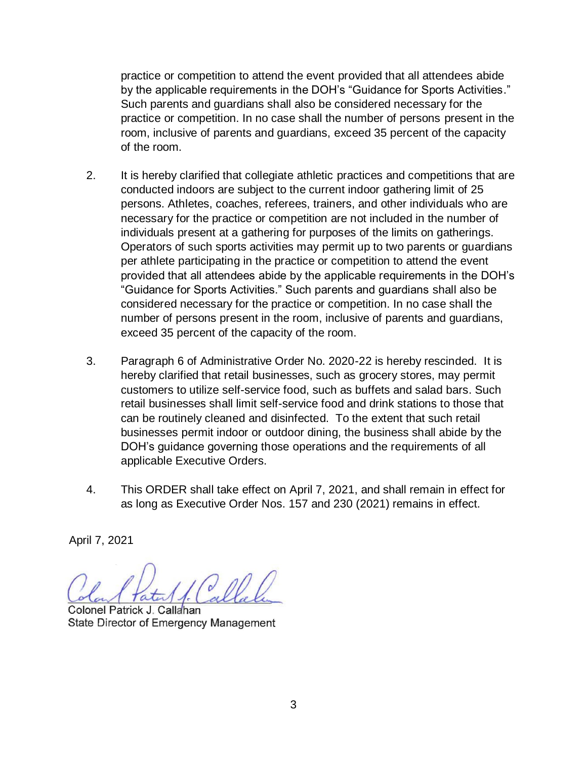practice or competition to attend the event provided that all attendees abide by the applicable requirements in the DOH's "Guidance for Sports Activities." Such parents and guardians shall also be considered necessary for the practice or competition. In no case shall the number of persons present in the room, inclusive of parents and guardians, exceed 35 percent of the capacity of the room.

2. It is hereby clarified that collegiate athletic practices and competitions that are conducted indoors are subject to the current indoor gathering limit of 25 persons. Athletes, coaches, referees, trainers, and other individuals who are necessary for the practice or competition are not included in the number of individuals present at a gathering for purposes of the limits on gatherings. Operators of such sports activities may permit up to two parents or guardians per athlete participating in the practice or competition to attend the event provided that all attendees abide by the applicable requirements in the DOH's "Guidance for Sports Activities." Such parents and guardians shall also be considered necessary for the practice or competition. In no case shall the number of persons present in the room, inclusive of parents and guardians, exceed 35 percent of the capacity of the room.

3. Paragraph 6 of Administrative Order No. 2020-22 is hereby rescinded. It is hereby clarified that retail businesses, such as grocery stores, may permit customers to utilize self-service food, such as buffets and salad bars. Such retail businesses shall limit self-service food and drink stations to those that can be routinely cleaned and disinfected. To the extent that such retail businesses permit indoor or outdoor dining, the business shall abide by the DOH's guidance governing those operations and the requirements of all applicable Executive Orders.

4. This ORDER shall take effect on April 7, 2021, and shall remain in effect for as long as Executive Order Nos. 157 and 230 (2021) remains in effect.

April 7, 2021

Colonel Patrick J. Callahan
State Director of Emergency Management